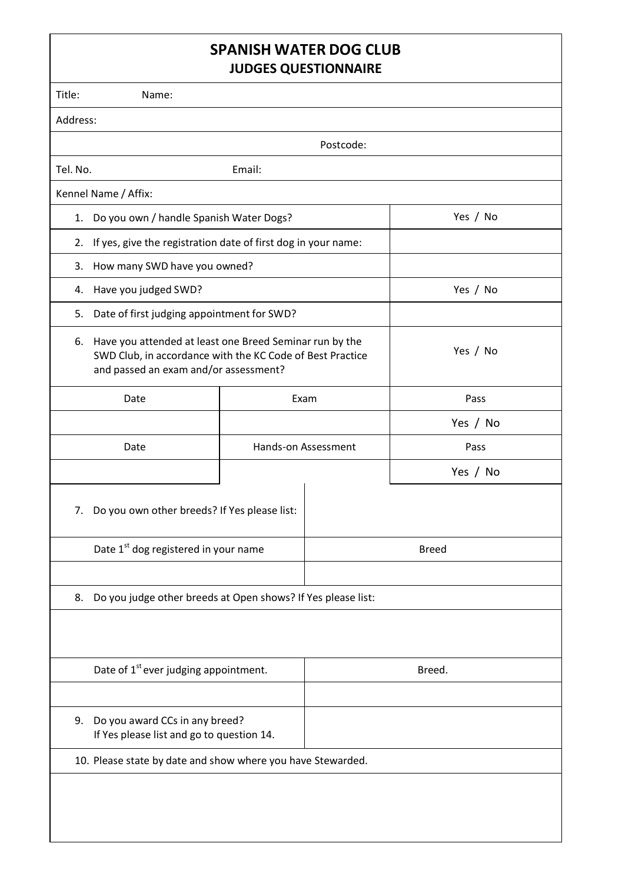# SPANISH WATER DOG CLUB
## JUDGES QUESTIONNAIRE

Title: Name:

Address:

Postcode:

Tel. No. Email:

Kennel Name / Affix:

| Question | | Answer |
|---|---|---|
| 1. Do you own / handle Spanish Water Dogs? | | Yes / No |
| 2. If yes, give the registration date of first dog in your name: | | |
| 3. How many SWD have you owned? | | |
| 4. Have you judged SWD? | | Yes / No |
| 5. Date of first judging appointment for SWD? | | |
| 6. Have you attended at least one Breed Seminar run by the SWD Club, in accordance with the KC Code of Best Practice and passed an exam and/or assessment? | | Yes / No |
| Date | Exam | Pass |
| | | Yes / No |
| Date | Hands-on Assessment | Pass |
| | | Yes / No |

| 7. Do you own other breeds? If Yes please list: | |
|---|---|
| Date 1st dog registered in your name | Breed |
| | |

8. Do you judge other breeds at Open shows? If Yes please list:

| Date of 1st ever judging appointment. | Breed. |
|---|---|
| | |

| 9. Do you award CCs in any breed? If Yes please list and go to question 14. | |
|---|---|

10. Please state by date and show where you have Stewarded.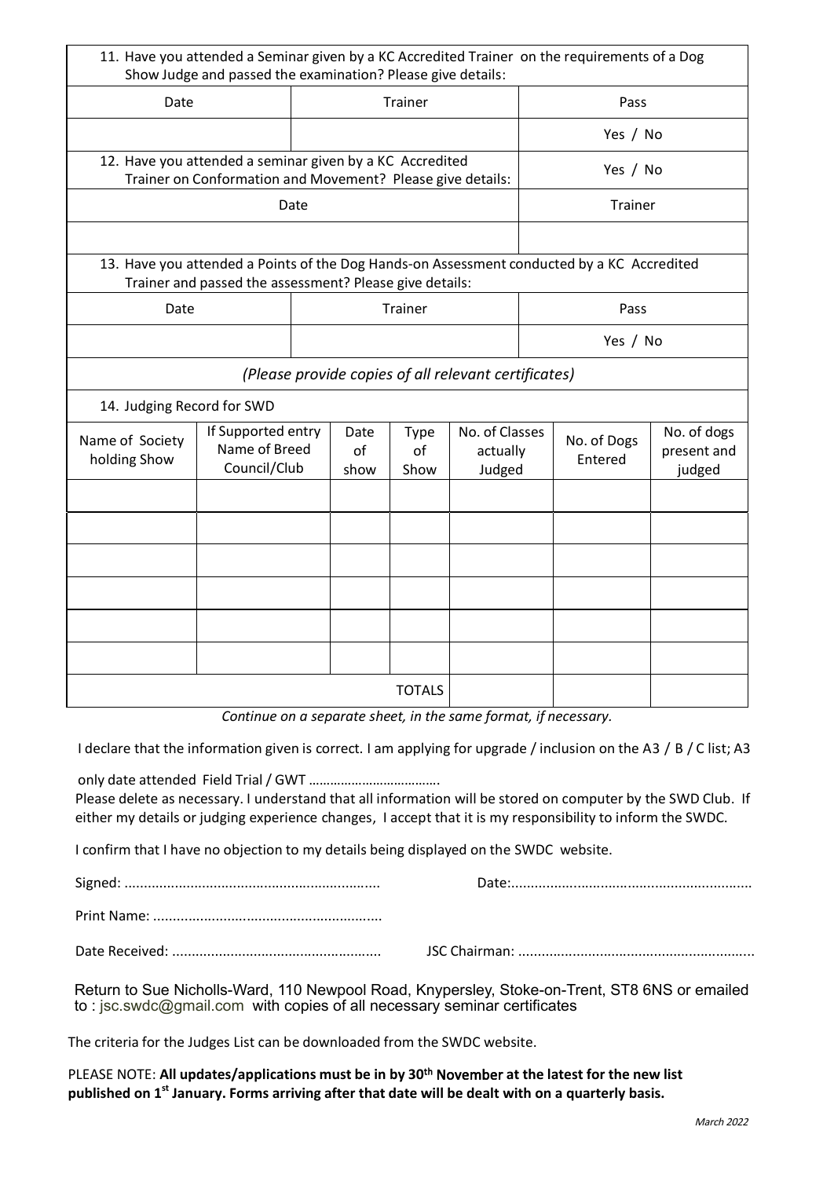| 11. Have you attended a Seminar given by a KC Accredited Trainer on the requirements of a Dog Show Judge and passed the examination? Please give details: | | |
|---|---|---|
| Date | Trainer | Pass |
| | | Yes / No |

| 12. Have you attended a seminar given by a KC Accredited Trainer on Conformation and Movement? Please give details: | Yes / No |
|---|---|
| Date | Trainer |
| | |

| 13. Have you attended a Points of the Dog Hands-on Assessment conducted by a KC Accredited Trainer and passed the assessment? Please give details: | | |
|---|---|---|
| Date | Trainer | Pass |
| | | Yes / No |

*(Please provide copies of all relevant certificates)*

14. Judging Record for SWD

| Name of Society holding Show | If Supported entry Name of Breed Council/Club | Date of show | Type of Show | No. of Classes actually Judged | No. of Dogs Entered | No. of dogs present and judged |
|---|---|---|---|---|---|---|
| | | | | | | |
| | | | | | | |
| | | | | | | |
| | | | | | | |
| | | | | | | |
| | | | | | | |
| | | | TOTALS | | | |

*Continue on a separate sheet, in the same format, if necessary.*

I declare that the information given is correct. I am applying for upgrade / inclusion on the A3 / B / C list; A3 only date attended Field Trial / GWT ……………………………….
Please delete as necessary. I understand that all information will be stored on computer by the SWD Club. If either my details or judging experience changes, I accept that it is my responsibility to inform the SWDC.

I confirm that I have no objection to my details being displayed on the SWDC website.

Signed: ................................................................ Date:.............................................................

Print Name: ..........................................................

Date Received: ..................................................... JSC Chairman: ............................................................

Return to Sue Nicholls-Ward, 110 Newpool Road, Knypersley, Stoke-on-Trent, ST8 6NS or emailed to : jsc.swdc@gmail.com with copies of all necessary seminar certificates

The criteria for the Judges List can be downloaded from the SWDC website.

PLEASE NOTE: **All updates/applications must be in by 30th November at the latest for the new list published on 1st January. Forms arriving after that date will be dealt with on a quarterly basis.**

*March 2022*